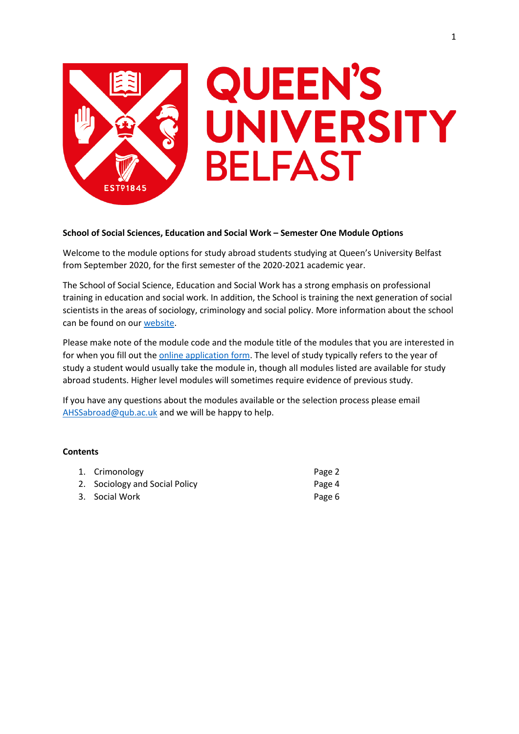**School of Social Sciences, Education and Social Work – Semester One Module Options**

Welcome to the module options for study abroad students studying at Queen's University Belfast from September 2020, for the first semester of the 2020-2021 academic year.

The School of Social Science, Education and Social Work has a strong emphasis on professional training in education and social work. In addition, the School is training the next generation of social scientists in the areas of sociology, criminology and social policy. More information about the school can be found on our website.

Please make note of the module code and the module title of the modules that you are interested in for when you fill out the online application form. The level of study typically refers to the year of study a student would usually take the module in, though all modules listed are available for study abroad students. Higher level modules will sometimes require evidence of previous study.

If you have any questions about the modules available or the selection process please email AHSSabroad@qub.ac.uk and we will be happy to help.

**Contents**

1. Crimonology — Page 2
2. Sociology and Social Policy — Page 4
3. Social Work — Page 6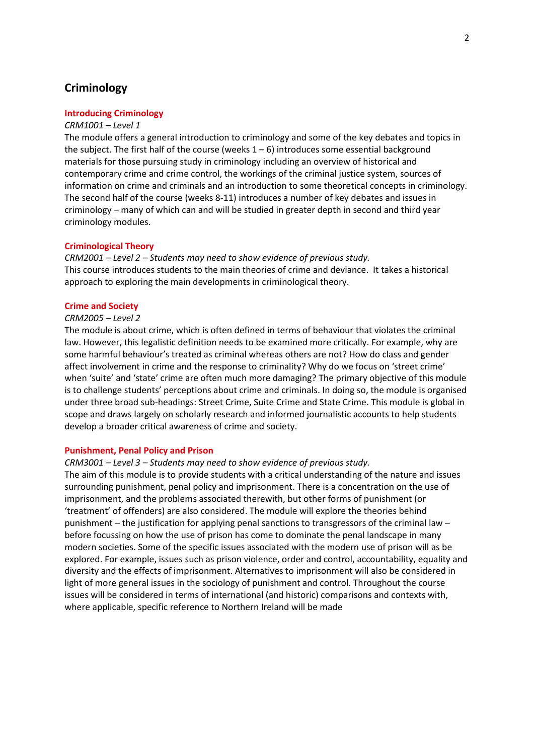# Criminology

## Introducing Criminology

*CRM1001 – Level 1*

The module offers a general introduction to criminology and some of the key debates and topics in the subject. The first half of the course (weeks 1 – 6) introduces some essential background materials for those pursuing study in criminology including an overview of historical and contemporary crime and crime control, the workings of the criminal justice system, sources of information on crime and criminals and an introduction to some theoretical concepts in criminology. The second half of the course (weeks 8-11) introduces a number of key debates and issues in criminology – many of which can and will be studied in greater depth in second and third year criminology modules.

## Criminological Theory

*CRM2001 – Level 2 – Students may need to show evidence of previous study.*

This course introduces students to the main theories of crime and deviance. It takes a historical approach to exploring the main developments in criminological theory.

## Crime and Society

*CRM2005 – Level 2*

The module is about crime, which is often defined in terms of behaviour that violates the criminal law. However, this legalistic definition needs to be examined more critically. For example, why are some harmful behaviour's treated as criminal whereas others are not? How do class and gender affect involvement in crime and the response to criminality? Why do we focus on 'street crime' when 'suite' and 'state' crime are often much more damaging? The primary objective of this module is to challenge students' perceptions about crime and criminals. In doing so, the module is organised under three broad sub-headings: Street Crime, Suite Crime and State Crime. This module is global in scope and draws largely on scholarly research and informed journalistic accounts to help students develop a broader critical awareness of crime and society.

## Punishment, Penal Policy and Prison

*CRM3001 – Level 3 – Students may need to show evidence of previous study.*

The aim of this module is to provide students with a critical understanding of the nature and issues surrounding punishment, penal policy and imprisonment. There is a concentration on the use of imprisonment, and the problems associated therewith, but other forms of punishment (or 'treatment' of offenders) are also considered. The module will explore the theories behind punishment – the justification for applying penal sanctions to transgressors of the criminal law – before focussing on how the use of prison has come to dominate the penal landscape in many modern societies. Some of the specific issues associated with the modern use of prison will as be explored. For example, issues such as prison violence, order and control, accountability, equality and diversity and the effects of imprisonment. Alternatives to imprisonment will also be considered in light of more general issues in the sociology of punishment and control. Throughout the course issues will be considered in terms of international (and historic) comparisons and contexts with, where applicable, specific reference to Northern Ireland will be made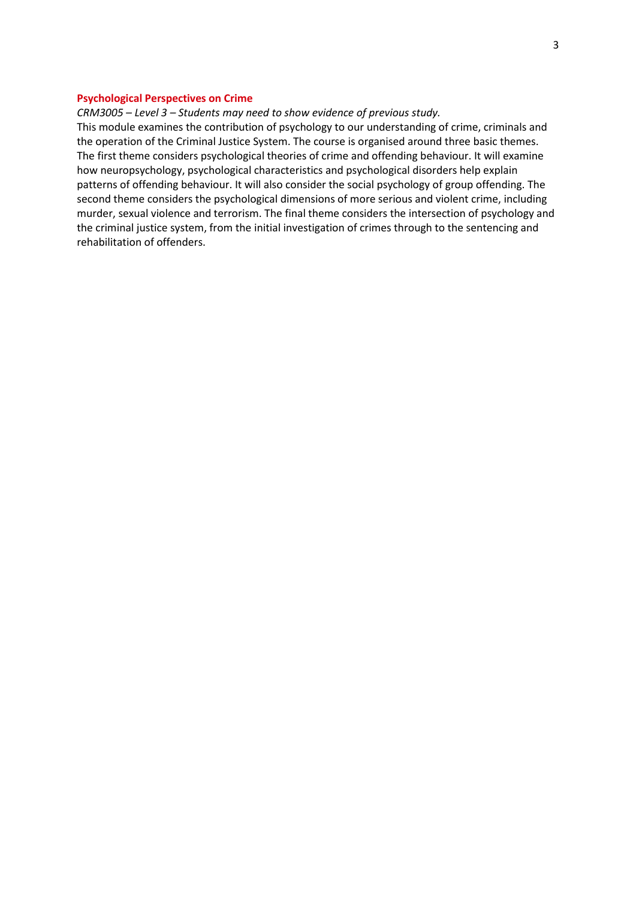## Psychological Perspectives on Crime

*CRM3005 – Level 3 – Students may need to show evidence of previous study.*

This module examines the contribution of psychology to our understanding of crime, criminals and the operation of the Criminal Justice System. The course is organised around three basic themes. The first theme considers psychological theories of crime and offending behaviour. It will examine how neuropsychology, psychological characteristics and psychological disorders help explain patterns of offending behaviour. It will also consider the social psychology of group offending. The second theme considers the psychological dimensions of more serious and violent crime, including murder, sexual violence and terrorism. The final theme considers the intersection of psychology and the criminal justice system, from the initial investigation of crimes through to the sentencing and rehabilitation of offenders.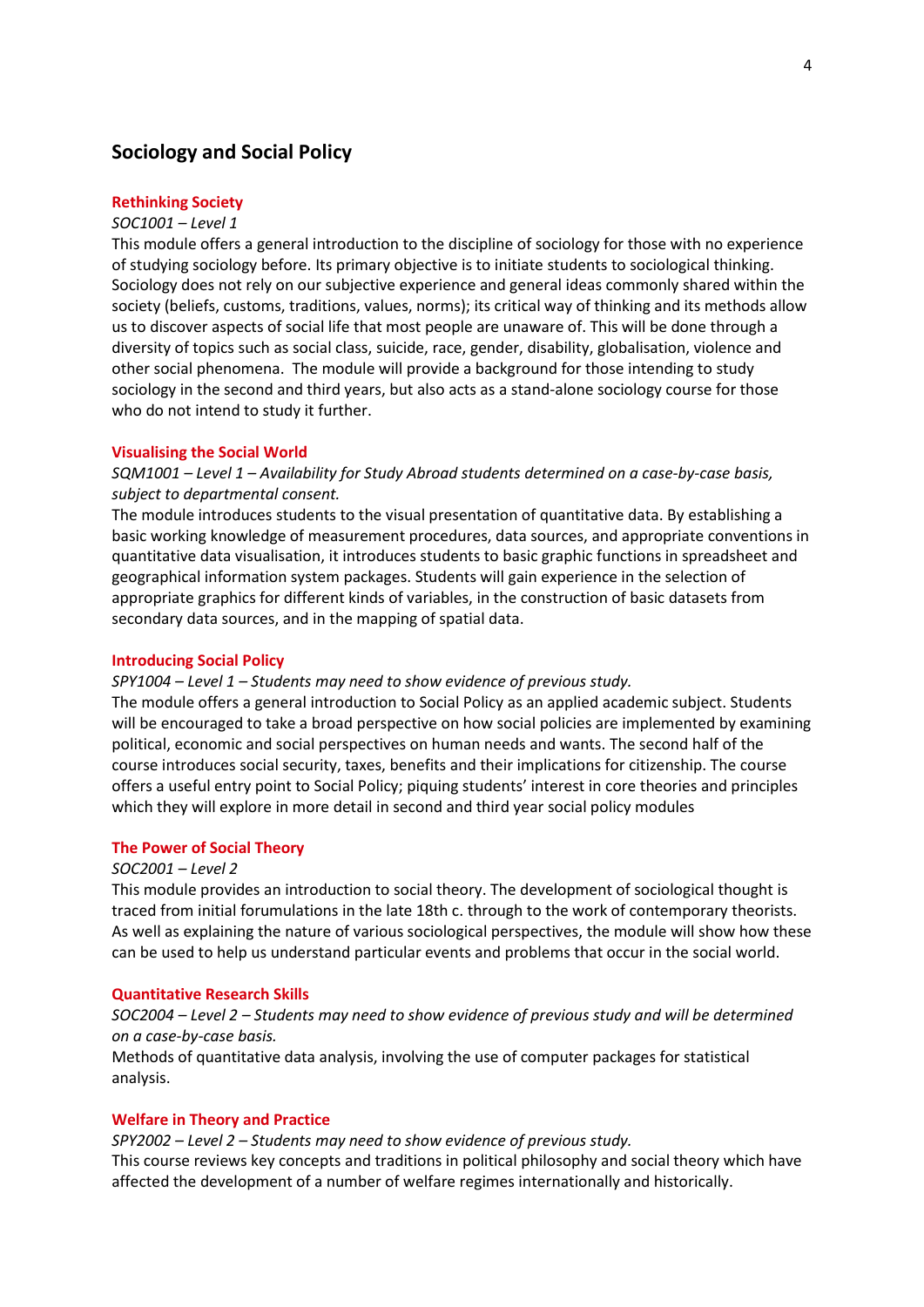## Sociology and Social Policy

### Rethinking Society

*SOC1001 – Level 1*

This module offers a general introduction to the discipline of sociology for those with no experience of studying sociology before. Its primary objective is to initiate students to sociological thinking. Sociology does not rely on our subjective experience and general ideas commonly shared within the society (beliefs, customs, traditions, values, norms); its critical way of thinking and its methods allow us to discover aspects of social life that most people are unaware of. This will be done through a diversity of topics such as social class, suicide, race, gender, disability, globalisation, violence and other social phenomena. The module will provide a background for those intending to study sociology in the second and third years, but also acts as a stand-alone sociology course for those who do not intend to study it further.

### Visualising the Social World

*SQM1001 – Level 1 – Availability for Study Abroad students determined on a case-by-case basis, subject to departmental consent.*

The module introduces students to the visual presentation of quantitative data. By establishing a basic working knowledge of measurement procedures, data sources, and appropriate conventions in quantitative data visualisation, it introduces students to basic graphic functions in spreadsheet and geographical information system packages. Students will gain experience in the selection of appropriate graphics for different kinds of variables, in the construction of basic datasets from secondary data sources, and in the mapping of spatial data.

### Introducing Social Policy

*SPY1004 – Level 1 – Students may need to show evidence of previous study.*

The module offers a general introduction to Social Policy as an applied academic subject. Students will be encouraged to take a broad perspective on how social policies are implemented by examining political, economic and social perspectives on human needs and wants. The second half of the course introduces social security, taxes, benefits and their implications for citizenship. The course offers a useful entry point to Social Policy; piquing students' interest in core theories and principles which they will explore in more detail in second and third year social policy modules

### The Power of Social Theory

*SOC2001 – Level 2*

This module provides an introduction to social theory. The development of sociological thought is traced from initial forumulations in the late 18th c. through to the work of contemporary theorists. As well as explaining the nature of various sociological perspectives, the module will show how these can be used to help us understand particular events and problems that occur in the social world.

### Quantitative Research Skills

*SOC2004 – Level 2 – Students may need to show evidence of previous study and will be determined on a case-by-case basis.*

Methods of quantitative data analysis, involving the use of computer packages for statistical analysis.

### Welfare in Theory and Practice

*SPY2002 – Level 2 – Students may need to show evidence of previous study.*

This course reviews key concepts and traditions in political philosophy and social theory which have affected the development of a number of welfare regimes internationally and historically.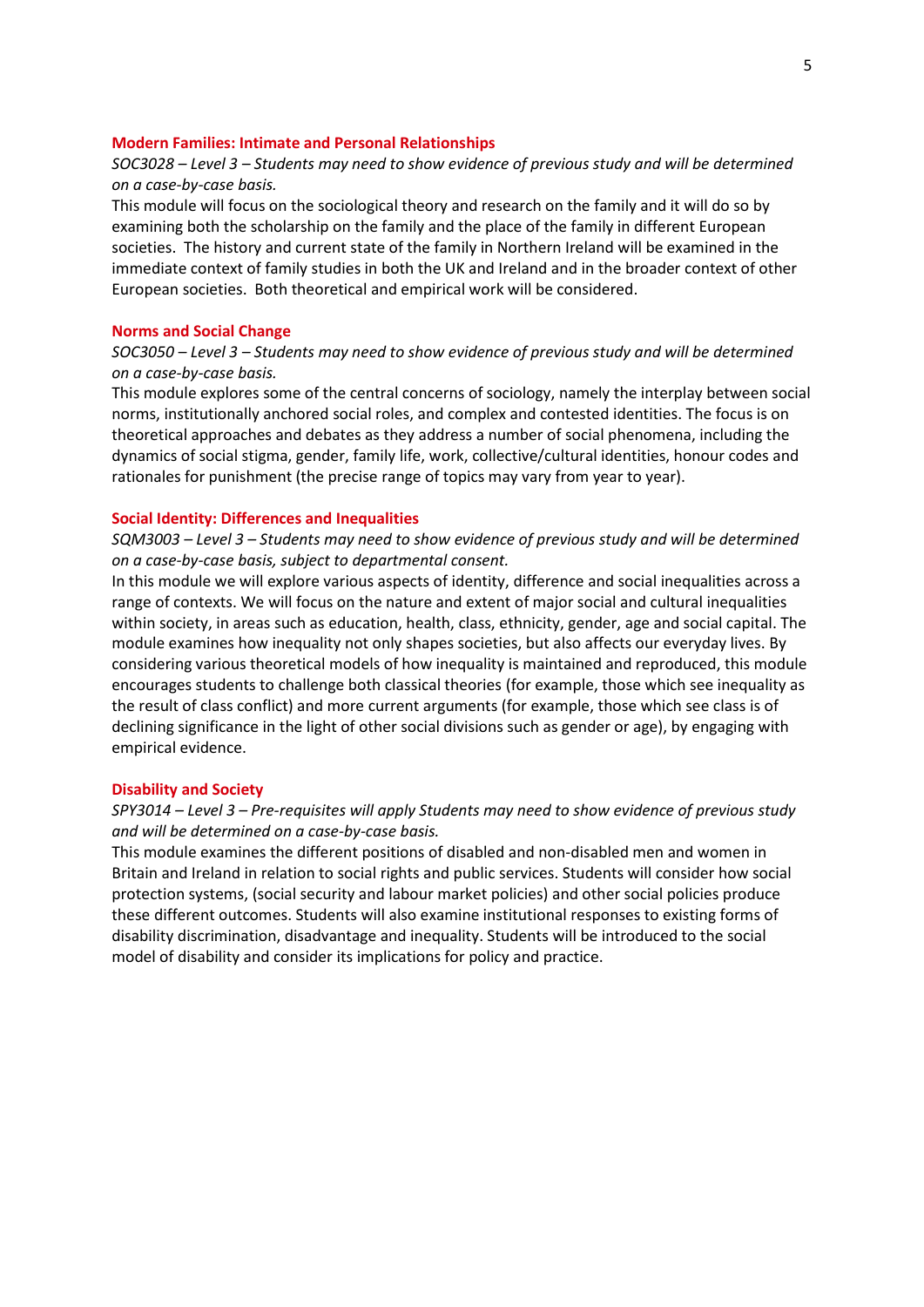### Modern Families: Intimate and Personal Relationships

*SOC3028 – Level 3 – Students may need to show evidence of previous study and will be determined on a case-by-case basis.*

This module will focus on the sociological theory and research on the family and it will do so by examining both the scholarship on the family and the place of the family in different European societies. The history and current state of the family in Northern Ireland will be examined in the immediate context of family studies in both the UK and Ireland and in the broader context of other European societies. Both theoretical and empirical work will be considered.

### Norms and Social Change

*SOC3050 – Level 3 – Students may need to show evidence of previous study and will be determined on a case-by-case basis.*

This module explores some of the central concerns of sociology, namely the interplay between social norms, institutionally anchored social roles, and complex and contested identities. The focus is on theoretical approaches and debates as they address a number of social phenomena, including the dynamics of social stigma, gender, family life, work, collective/cultural identities, honour codes and rationales for punishment (the precise range of topics may vary from year to year).

### Social Identity: Differences and Inequalities

*SQM3003 – Level 3 – Students may need to show evidence of previous study and will be determined on a case-by-case basis, subject to departmental consent.*

In this module we will explore various aspects of identity, difference and social inequalities across a range of contexts. We will focus on the nature and extent of major social and cultural inequalities within society, in areas such as education, health, class, ethnicity, gender, age and social capital. The module examines how inequality not only shapes societies, but also affects our everyday lives. By considering various theoretical models of how inequality is maintained and reproduced, this module encourages students to challenge both classical theories (for example, those which see inequality as the result of class conflict) and more current arguments (for example, those which see class is of declining significance in the light of other social divisions such as gender or age), by engaging with empirical evidence.

### Disability and Society

*SPY3014 – Level 3 – Pre-requisites will apply Students may need to show evidence of previous study and will be determined on a case-by-case basis.*

This module examines the different positions of disabled and non-disabled men and women in Britain and Ireland in relation to social rights and public services. Students will consider how social protection systems, (social security and labour market policies) and other social policies produce these different outcomes. Students will also examine institutional responses to existing forms of disability discrimination, disadvantage and inequality. Students will be introduced to the social model of disability and consider its implications for policy and practice.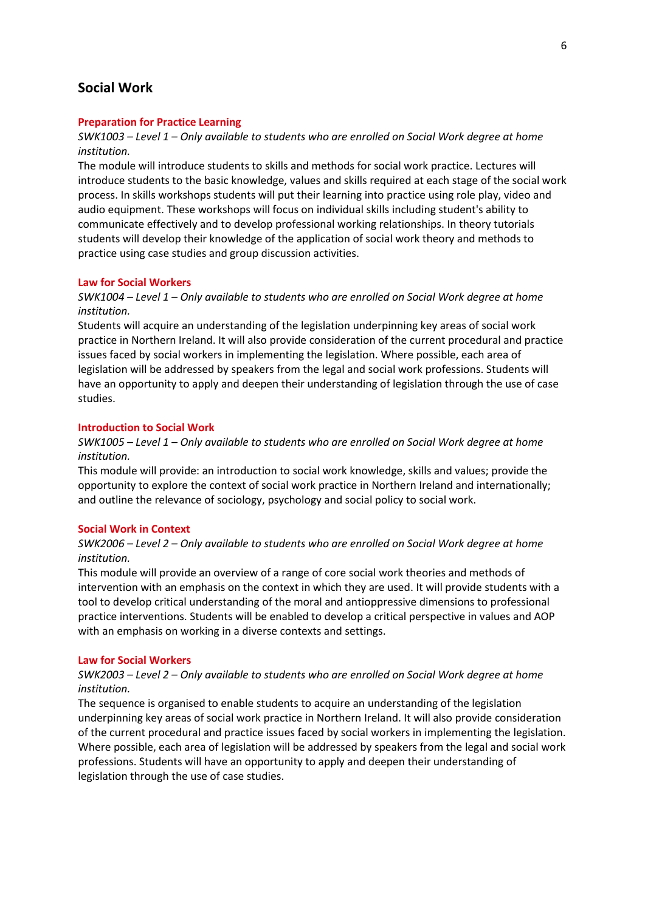## Social Work

### Preparation for Practice Learning

*SWK1003 – Level 1 – Only available to students who are enrolled on Social Work degree at home institution.*

The module will introduce students to skills and methods for social work practice. Lectures will introduce students to the basic knowledge, values and skills required at each stage of the social work process. In skills workshops students will put their learning into practice using role play, video and audio equipment. These workshops will focus on individual skills including student's ability to communicate effectively and to develop professional working relationships. In theory tutorials students will develop their knowledge of the application of social work theory and methods to practice using case studies and group discussion activities.

### Law for Social Workers

*SWK1004 – Level 1 – Only available to students who are enrolled on Social Work degree at home institution.*

Students will acquire an understanding of the legislation underpinning key areas of social work practice in Northern Ireland. It will also provide consideration of the current procedural and practice issues faced by social workers in implementing the legislation. Where possible, each area of legislation will be addressed by speakers from the legal and social work professions. Students will have an opportunity to apply and deepen their understanding of legislation through the use of case studies.

### Introduction to Social Work

*SWK1005 – Level 1 – Only available to students who are enrolled on Social Work degree at home institution.*

This module will provide: an introduction to social work knowledge, skills and values; provide the opportunity to explore the context of social work practice in Northern Ireland and internationally; and outline the relevance of sociology, psychology and social policy to social work.

### Social Work in Context

*SWK2006 – Level 2 – Only available to students who are enrolled on Social Work degree at home institution.*

This module will provide an overview of a range of core social work theories and methods of intervention with an emphasis on the context in which they are used. It will provide students with a tool to develop critical understanding of the moral and antioppressive dimensions to professional practice interventions. Students will be enabled to develop a critical perspective in values and AOP with an emphasis on working in a diverse contexts and settings.

### Law for Social Workers

*SWK2003 – Level 2 – Only available to students who are enrolled on Social Work degree at home institution.*

The sequence is organised to enable students to acquire an understanding of the legislation underpinning key areas of social work practice in Northern Ireland. It will also provide consideration of the current procedural and practice issues faced by social workers in implementing the legislation. Where possible, each area of legislation will be addressed by speakers from the legal and social work professions. Students will have an opportunity to apply and deepen their understanding of legislation through the use of case studies.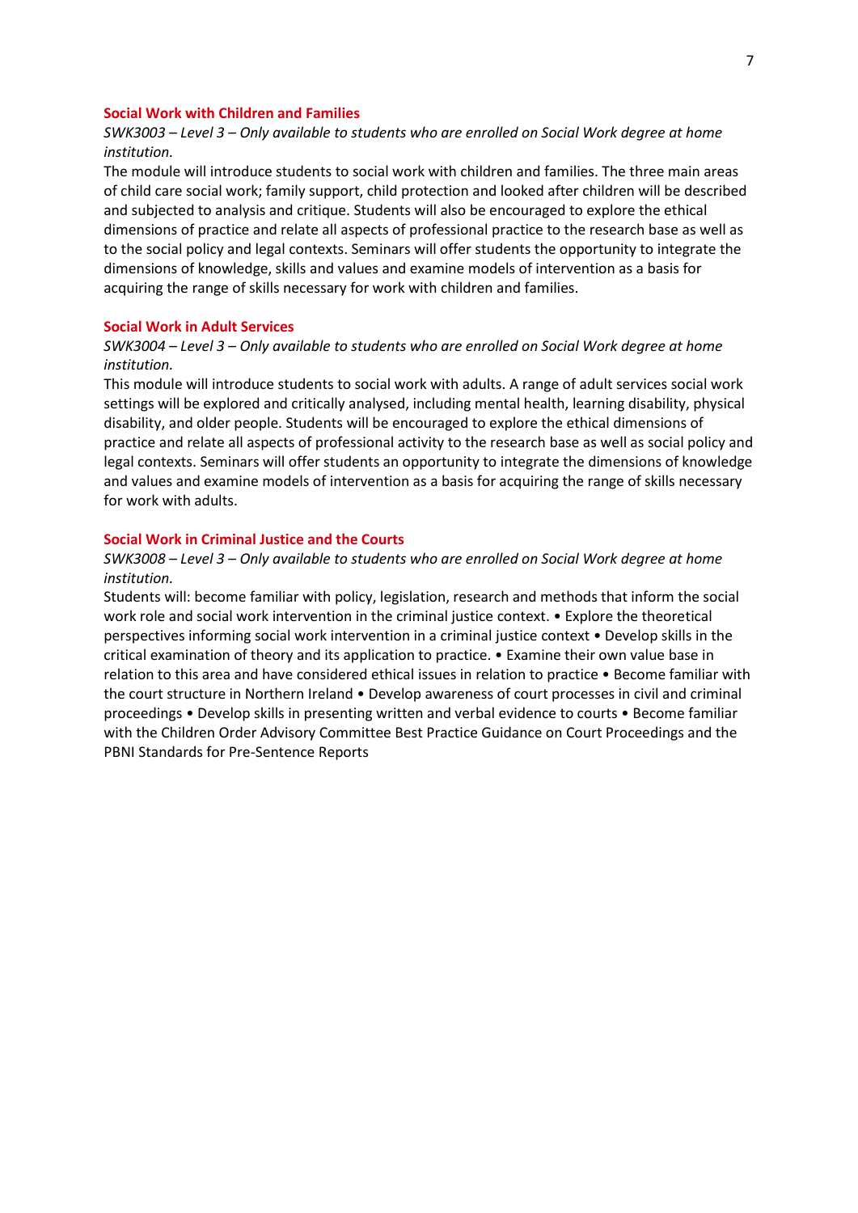### Social Work with Children and Families

*SWK3003 – Level 3 – Only available to students who are enrolled on Social Work degree at home institution.*

The module will introduce students to social work with children and families. The three main areas of child care social work; family support, child protection and looked after children will be described and subjected to analysis and critique. Students will also be encouraged to explore the ethical dimensions of practice and relate all aspects of professional practice to the research base as well as to the social policy and legal contexts. Seminars will offer students the opportunity to integrate the dimensions of knowledge, skills and values and examine models of intervention as a basis for acquiring the range of skills necessary for work with children and families.

### Social Work in Adult Services

*SWK3004 – Level 3 – Only available to students who are enrolled on Social Work degree at home institution.*

This module will introduce students to social work with adults. A range of adult services social work settings will be explored and critically analysed, including mental health, learning disability, physical disability, and older people. Students will be encouraged to explore the ethical dimensions of practice and relate all aspects of professional activity to the research base as well as social policy and legal contexts. Seminars will offer students an opportunity to integrate the dimensions of knowledge and values and examine models of intervention as a basis for acquiring the range of skills necessary for work with adults.

### Social Work in Criminal Justice and the Courts

*SWK3008 – Level 3 – Only available to students who are enrolled on Social Work degree at home institution.*

Students will: become familiar with policy, legislation, research and methods that inform the social work role and social work intervention in the criminal justice context. • Explore the theoretical perspectives informing social work intervention in a criminal justice context • Develop skills in the critical examination of theory and its application to practice. • Examine their own value base in relation to this area and have considered ethical issues in relation to practice • Become familiar with the court structure in Northern Ireland • Develop awareness of court processes in civil and criminal proceedings • Develop skills in presenting written and verbal evidence to courts • Become familiar with the Children Order Advisory Committee Best Practice Guidance on Court Proceedings and the PBNI Standards for Pre-Sentence Reports